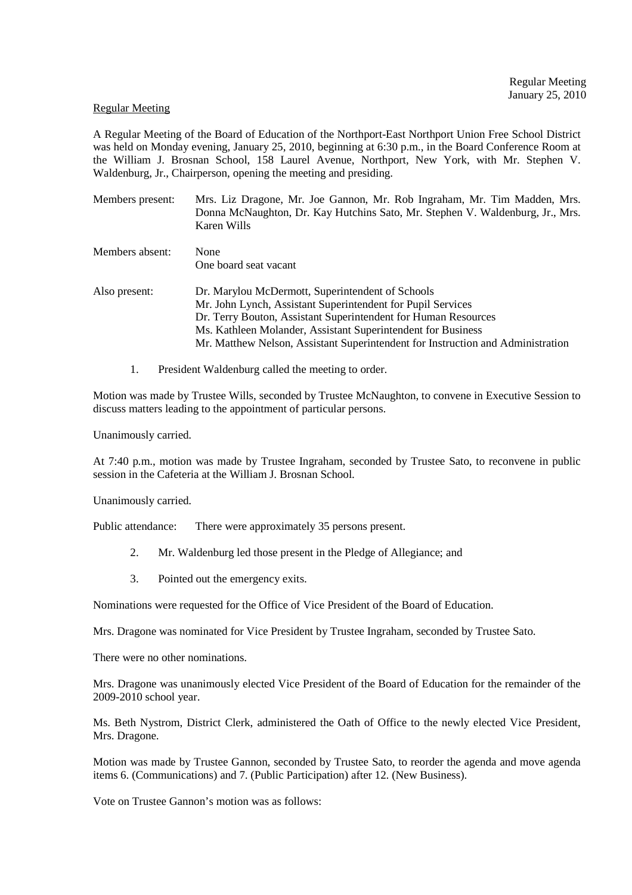Regular Meeting

A Regular Meeting of the Board of Education of the Northport-East Northport Union Free School District was held on Monday evening, January 25, 2010, beginning at 6:30 p.m., in the Board Conference Room at the William J. Brosnan School, 158 Laurel Avenue, Northport, New York, with Mr. Stephen V. Waldenburg, Jr., Chairperson, opening the meeting and presiding.

Members present: Mrs. Liz Dragone, Mr. Joe Gannon, Mr. Rob Ingraham, Mr. Tim Madden, Mrs. Donna McNaughton, Dr. Kay Hutchins Sato, Mr. Stephen V. Waldenburg, Jr., Mrs. Karen Wills

Members absent: None
One board seat vacant

Also present: Dr. Marylou McDermott, Superintendent of Schools
Mr. John Lynch, Assistant Superintendent for Pupil Services
Dr. Terry Bouton, Assistant Superintendent for Human Resources
Ms. Kathleen Molander, Assistant Superintendent for Business
Mr. Matthew Nelson, Assistant Superintendent for Instruction and Administration

1. President Waldenburg called the meeting to order.

Motion was made by Trustee Wills, seconded by Trustee McNaughton, to convene in Executive Session to discuss matters leading to the appointment of particular persons.

Unanimously carried.

At 7:40 p.m., motion was made by Trustee Ingraham, seconded by Trustee Sato, to reconvene in public session in the Cafeteria at the William J. Brosnan School.

Unanimously carried.

Public attendance: There were approximately 35 persons present.

2. Mr. Waldenburg led those present in the Pledge of Allegiance; and

3. Pointed out the emergency exits.

Nominations were requested for the Office of Vice President of the Board of Education.

Mrs. Dragone was nominated for Vice President by Trustee Ingraham, seconded by Trustee Sato.

There were no other nominations.

Mrs. Dragone was unanimously elected Vice President of the Board of Education for the remainder of the 2009-2010 school year.

Ms. Beth Nystrom, District Clerk, administered the Oath of Office to the newly elected Vice President, Mrs. Dragone.

Motion was made by Trustee Gannon, seconded by Trustee Sato, to reorder the agenda and move agenda items 6. (Communications) and 7. (Public Participation) after 12. (New Business).

Vote on Trustee Gannon's motion was as follows: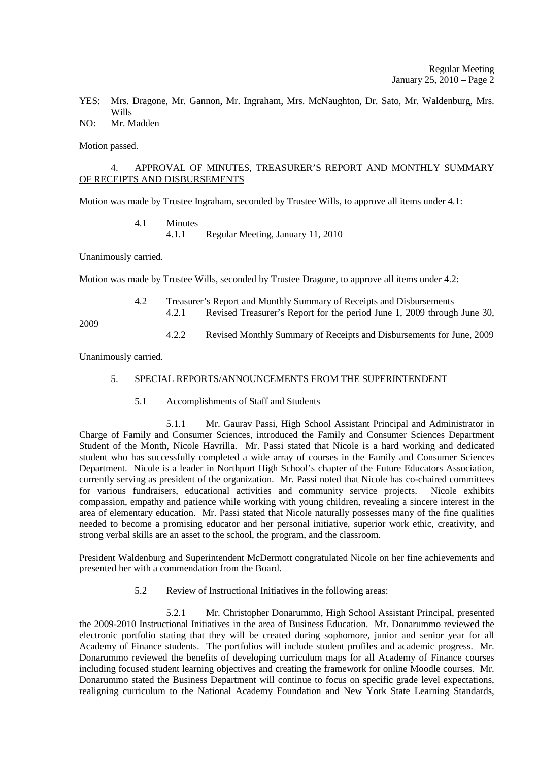YES: Mrs. Dragone, Mr. Gannon, Mr. Ingraham, Mrs. McNaughton, Dr. Sato, Mr. Waldenburg, Mrs. Wills
NO: Mr. Madden

Motion passed.

4. APPROVAL OF MINUTES, TREASURER'S REPORT AND MONTHLY SUMMARY OF RECEIPTS AND DISBURSEMENTS

Motion was made by Trustee Ingraham, seconded by Trustee Wills, to approve all items under 4.1:

4.1 Minutes
  4.1.1 Regular Meeting, January 11, 2010

Unanimously carried.

Motion was made by Trustee Wills, seconded by Trustee Dragone, to approve all items under 4.2:

4.2 Treasurer's Report and Monthly Summary of Receipts and Disbursements
  4.2.1 Revised Treasurer's Report for the period June 1, 2009 through June 30, 2009
  4.2.2 Revised Monthly Summary of Receipts and Disbursements for June, 2009

Unanimously carried.

5. SPECIAL REPORTS/ANNOUNCEMENTS FROM THE SUPERINTENDENT

5.1 Accomplishments of Staff and Students

5.1.1 Mr. Gaurav Passi, High School Assistant Principal and Administrator in Charge of Family and Consumer Sciences, introduced the Family and Consumer Sciences Department Student of the Month, Nicole Havrilla. Mr. Passi stated that Nicole is a hard working and dedicated student who has successfully completed a wide array of courses in the Family and Consumer Sciences Department. Nicole is a leader in Northport High School's chapter of the Future Educators Association, currently serving as president of the organization. Mr. Passi noted that Nicole has co-chaired committees for various fundraisers, educational activities and community service projects. Nicole exhibits compassion, empathy and patience while working with young children, revealing a sincere interest in the area of elementary education. Mr. Passi stated that Nicole naturally possesses many of the fine qualities needed to become a promising educator and her personal initiative, superior work ethic, creativity, and strong verbal skills are an asset to the school, the program, and the classroom.

President Waldenburg and Superintendent McDermott congratulated Nicole on her fine achievements and presented her with a commendation from the Board.

5.2 Review of Instructional Initiatives in the following areas:

5.2.1 Mr. Christopher Donarummo, High School Assistant Principal, presented the 2009-2010 Instructional Initiatives in the area of Business Education. Mr. Donarummo reviewed the electronic portfolio stating that they will be created during sophomore, junior and senior year for all Academy of Finance students. The portfolios will include student profiles and academic progress. Mr. Donarummo reviewed the benefits of developing curriculum maps for all Academy of Finance courses including focused student learning objectives and creating the framework for online Moodle courses. Mr. Donarummo stated the Business Department will continue to focus on specific grade level expectations, realigning curriculum to the National Academy Foundation and New York State Learning Standards,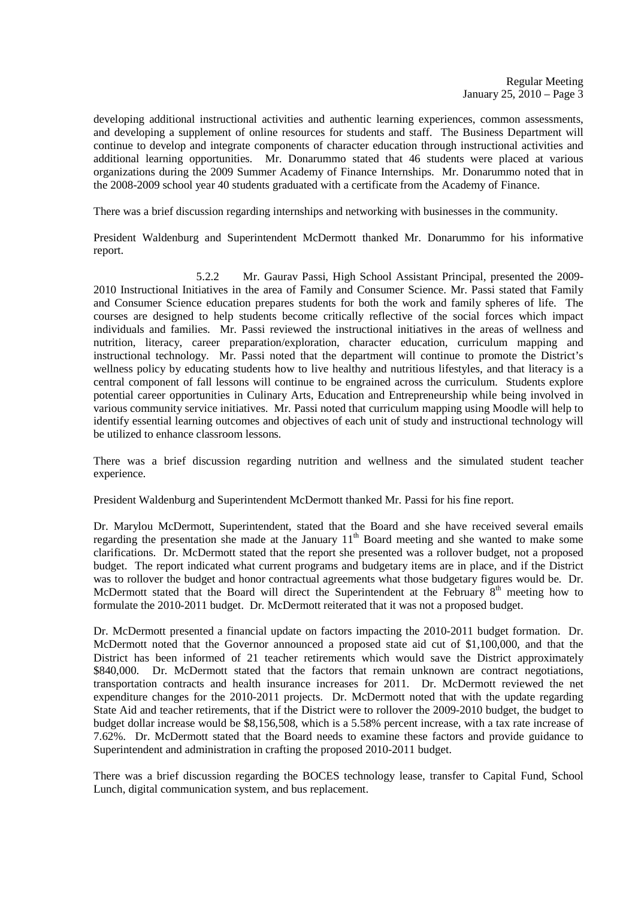developing additional instructional activities and authentic learning experiences, common assessments, and developing a supplement of online resources for students and staff. The Business Department will continue to develop and integrate components of character education through instructional activities and additional learning opportunities. Mr. Donarummo stated that 46 students were placed at various organizations during the 2009 Summer Academy of Finance Internships. Mr. Donarummo noted that in the 2008-2009 school year 40 students graduated with a certificate from the Academy of Finance.

There was a brief discussion regarding internships and networking with businesses in the community.

President Waldenburg and Superintendent McDermott thanked Mr. Donarummo for his informative report.

5.2.2 Mr. Gaurav Passi, High School Assistant Principal, presented the 2009-2010 Instructional Initiatives in the area of Family and Consumer Science. Mr. Passi stated that Family and Consumer Science education prepares students for both the work and family spheres of life. The courses are designed to help students become critically reflective of the social forces which impact individuals and families. Mr. Passi reviewed the instructional initiatives in the areas of wellness and nutrition, literacy, career preparation/exploration, character education, curriculum mapping and instructional technology. Mr. Passi noted that the department will continue to promote the District's wellness policy by educating students how to live healthy and nutritious lifestyles, and that literacy is a central component of fall lessons will continue to be engrained across the curriculum. Students explore potential career opportunities in Culinary Arts, Education and Entrepreneurship while being involved in various community service initiatives. Mr. Passi noted that curriculum mapping using Moodle will help to identify essential learning outcomes and objectives of each unit of study and instructional technology will be utilized to enhance classroom lessons.

There was a brief discussion regarding nutrition and wellness and the simulated student teacher experience.

President Waldenburg and Superintendent McDermott thanked Mr. Passi for his fine report.

Dr. Marylou McDermott, Superintendent, stated that the Board and she have received several emails regarding the presentation she made at the January 11th Board meeting and she wanted to make some clarifications. Dr. McDermott stated that the report she presented was a rollover budget, not a proposed budget. The report indicated what current programs and budgetary items are in place, and if the District was to rollover the budget and honor contractual agreements what those budgetary figures would be. Dr. McDermott stated that the Board will direct the Superintendent at the February 8th meeting how to formulate the 2010-2011 budget. Dr. McDermott reiterated that it was not a proposed budget.

Dr. McDermott presented a financial update on factors impacting the 2010-2011 budget formation. Dr. McDermott noted that the Governor announced a proposed state aid cut of $1,100,000, and that the District has been informed of 21 teacher retirements which would save the District approximately $840,000. Dr. McDermott stated that the factors that remain unknown are contract negotiations, transportation contracts and health insurance increases for 2011. Dr. McDermott reviewed the net expenditure changes for the 2010-2011 projects. Dr. McDermott noted that with the update regarding State Aid and teacher retirements, that if the District were to rollover the 2009-2010 budget, the budget to budget dollar increase would be $8,156,508, which is a 5.58% percent increase, with a tax rate increase of 7.62%. Dr. McDermott stated that the Board needs to examine these factors and provide guidance to Superintendent and administration in crafting the proposed 2010-2011 budget.

There was a brief discussion regarding the BOCES technology lease, transfer to Capital Fund, School Lunch, digital communication system, and bus replacement.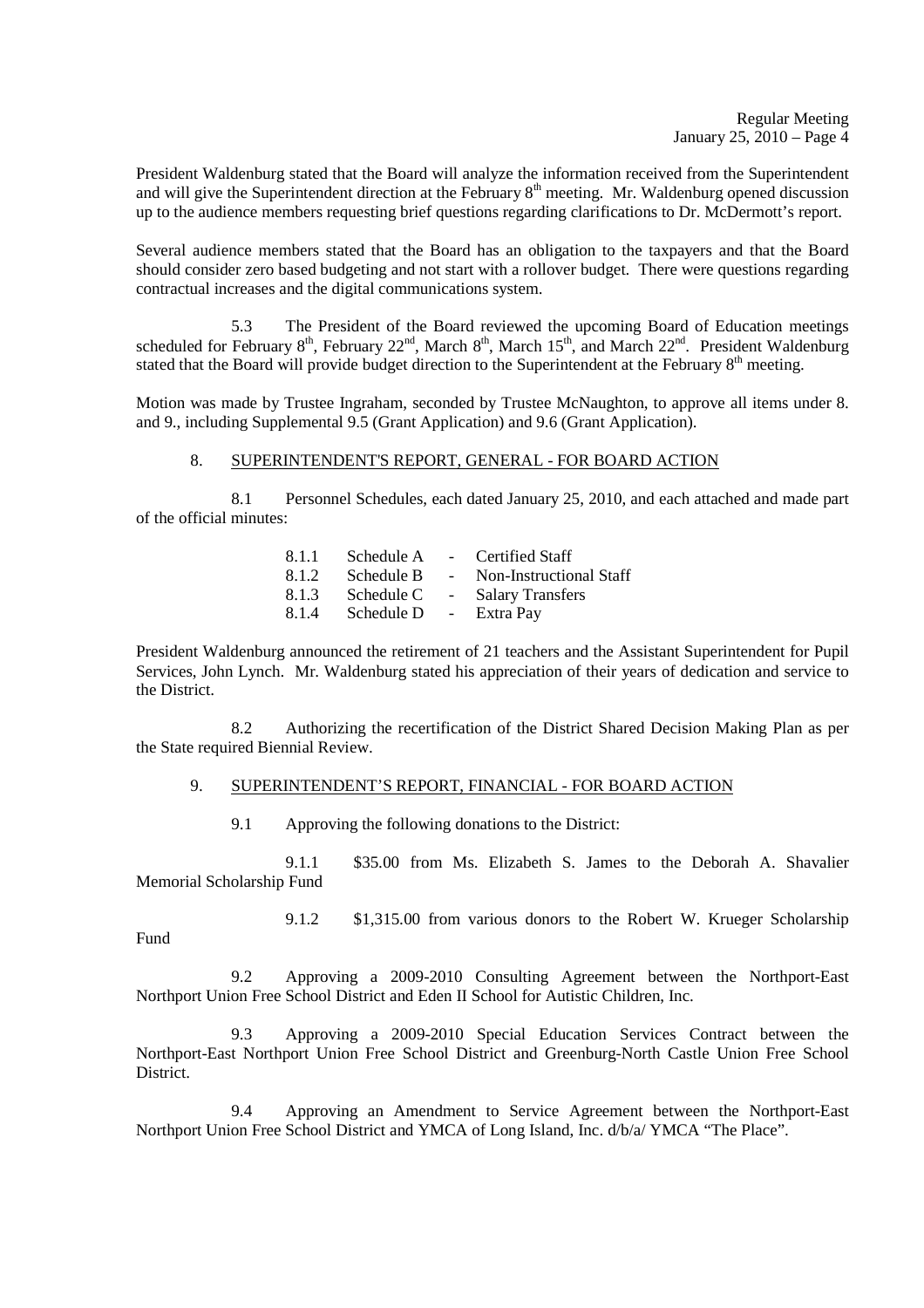President Waldenburg stated that the Board will analyze the information received from the Superintendent and will give the Superintendent direction at the February 8th meeting. Mr. Waldenburg opened discussion up to the audience members requesting brief questions regarding clarifications to Dr. McDermott's report.

Several audience members stated that the Board has an obligation to the taxpayers and that the Board should consider zero based budgeting and not start with a rollover budget. There were questions regarding contractual increases and the digital communications system.

5.3 The President of the Board reviewed the upcoming Board of Education meetings scheduled for February 8th, February 22nd, March 8th, March 15th, and March 22nd. President Waldenburg stated that the Board will provide budget direction to the Superintendent at the February 8th meeting.

Motion was made by Trustee Ingraham, seconded by Trustee McNaughton, to approve all items under 8. and 9., including Supplemental 9.5 (Grant Application) and 9.6 (Grant Application).

8. SUPERINTENDENT'S REPORT, GENERAL - FOR BOARD ACTION

8.1 Personnel Schedules, each dated January 25, 2010, and each attached and made part of the official minutes:

8.1.1 Schedule A - Certified Staff
8.1.2 Schedule B - Non-Instructional Staff
8.1.3 Schedule C - Salary Transfers
8.1.4 Schedule D - Extra Pay

President Waldenburg announced the retirement of 21 teachers and the Assistant Superintendent for Pupil Services, John Lynch. Mr. Waldenburg stated his appreciation of their years of dedication and service to the District.

8.2 Authorizing the recertification of the District Shared Decision Making Plan as per the State required Biennial Review.

9. SUPERINTENDENT'S REPORT, FINANCIAL - FOR BOARD ACTION

9.1 Approving the following donations to the District:

9.1.1 $35.00 from Ms. Elizabeth S. James to the Deborah A. Shavalier Memorial Scholarship Fund

9.1.2 $1,315.00 from various donors to the Robert W. Krueger Scholarship Fund

9.2 Approving a 2009-2010 Consulting Agreement between the Northport-East Northport Union Free School District and Eden II School for Autistic Children, Inc.

9.3 Approving a 2009-2010 Special Education Services Contract between the Northport-East Northport Union Free School District and Greenburg-North Castle Union Free School District.

9.4 Approving an Amendment to Service Agreement between the Northport-East Northport Union Free School District and YMCA of Long Island, Inc. d/b/a/ YMCA "The Place".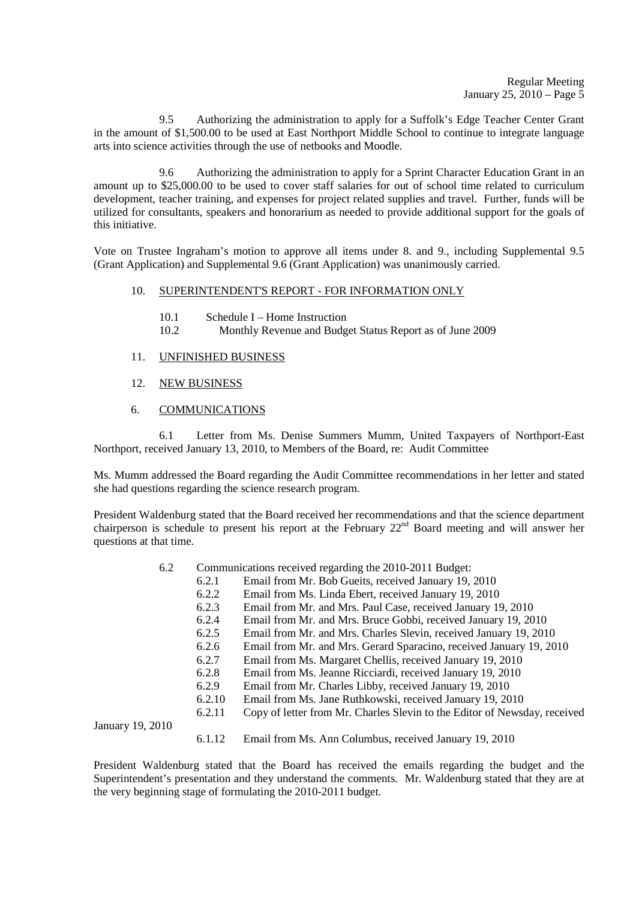9.5 Authorizing the administration to apply for a Suffolk's Edge Teacher Center Grant in the amount of $1,500.00 to be used at East Northport Middle School to continue to integrate language arts into science activities through the use of netbooks and Moodle.

9.6 Authorizing the administration to apply for a Sprint Character Education Grant in an amount up to $25,000.00 to be used to cover staff salaries for out of school time related to curriculum development, teacher training, and expenses for project related supplies and travel. Further, funds will be utilized for consultants, speakers and honorarium as needed to provide additional support for the goals of this initiative.

Vote on Trustee Ingraham's motion to approve all items under 8. and 9., including Supplemental 9.5 (Grant Application) and Supplemental 9.6 (Grant Application) was unanimously carried.

10. <u>SUPERINTENDENT'S REPORT - FOR INFORMATION ONLY</u>

- 10.1 Schedule I – Home Instruction
- 10.2 Monthly Revenue and Budget Status Report as of June 2009

11. <u>UNFINISHED BUSINESS</u>

12. <u>NEW BUSINESS</u>

6. <u>COMMUNICATIONS</u>

6.1 Letter from Ms. Denise Summers Mumm, United Taxpayers of Northport-East Northport, received January 13, 2010, to Members of the Board, re: Audit Committee

Ms. Mumm addressed the Board regarding the Audit Committee recommendations in her letter and stated she had questions regarding the science research program.

President Waldenburg stated that the Board received her recommendations and that the science department chairperson is schedule to present his report at the February 22nd Board meeting and will answer her questions at that time.

6.2 Communications received regarding the 2010-2011 Budget:

- 6.2.1 Email from Mr. Bob Gueits, received January 19, 2010
- 6.2.2 Email from Ms. Linda Ebert, received January 19, 2010
- 6.2.3 Email from Mr. and Mrs. Paul Case, received January 19, 2010
- 6.2.4 Email from Mr. and Mrs. Bruce Gobbi, received January 19, 2010
- 6.2.5 Email from Mr. and Mrs. Charles Slevin, received January 19, 2010
- 6.2.6 Email from Mr. and Mrs. Gerard Sparacino, received January 19, 2010
- 6.2.7 Email from Ms. Margaret Chellis, received January 19, 2010
- 6.2.8 Email from Ms. Jeanne Ricciardi, received January 19, 2010
- 6.2.9 Email from Mr. Charles Libby, received January 19, 2010
- 6.2.10 Email from Ms. Jane Ruthkowski, received January 19, 2010
- 6.2.11 Copy of letter from Mr. Charles Slevin to the Editor of Newsday, received January 19, 2010
- 6.1.12 Email from Ms. Ann Columbus, received January 19, 2010

President Waldenburg stated that the Board has received the emails regarding the budget and the Superintendent's presentation and they understand the comments. Mr. Waldenburg stated that they are at the very beginning stage of formulating the 2010-2011 budget.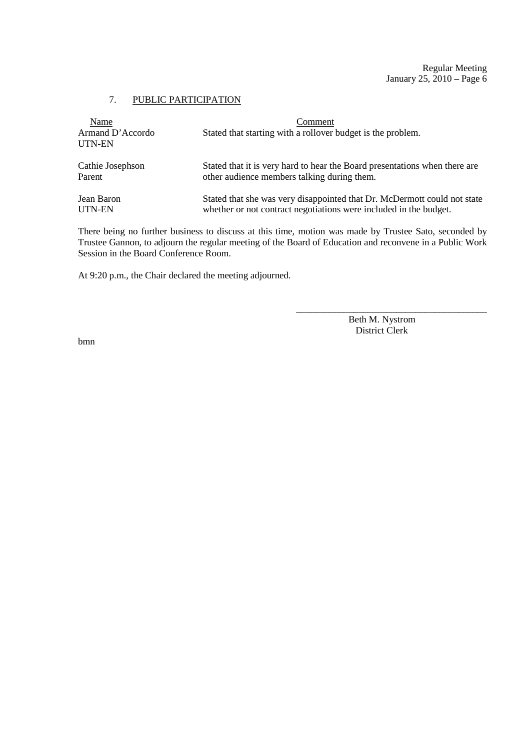## 7. PUBLIC PARTICIPATION

| Name | Comment |
|---|---|
| Armand D'Accordo<br>UTN-EN | Stated that starting with a rollover budget is the problem. |
| Cathie Josephson<br>Parent | Stated that it is very hard to hear the Board presentations when there are other audience members talking during them. |
| Jean Baron<br>UTN-EN | Stated that she was very disappointed that Dr. McDermott could not state whether or not contract negotiations were included in the budget. |

There being no further business to discuss at this time, motion was made by Trustee Sato, seconded by Trustee Gannon, to adjourn the regular meeting of the Board of Education and reconvene in a Public Work Session in the Board Conference Room.

At 9:20 p.m., the Chair declared the meeting adjourned.

\_\_\_\_\_\_\_\_\_\_\_\_\_\_\_\_\_\_\_\_\_\_\_\_\_\_\_\_\_\_\_\_\_\_\_\_\_\_\_\_

Beth M. Nystrom
District Clerk

bmn